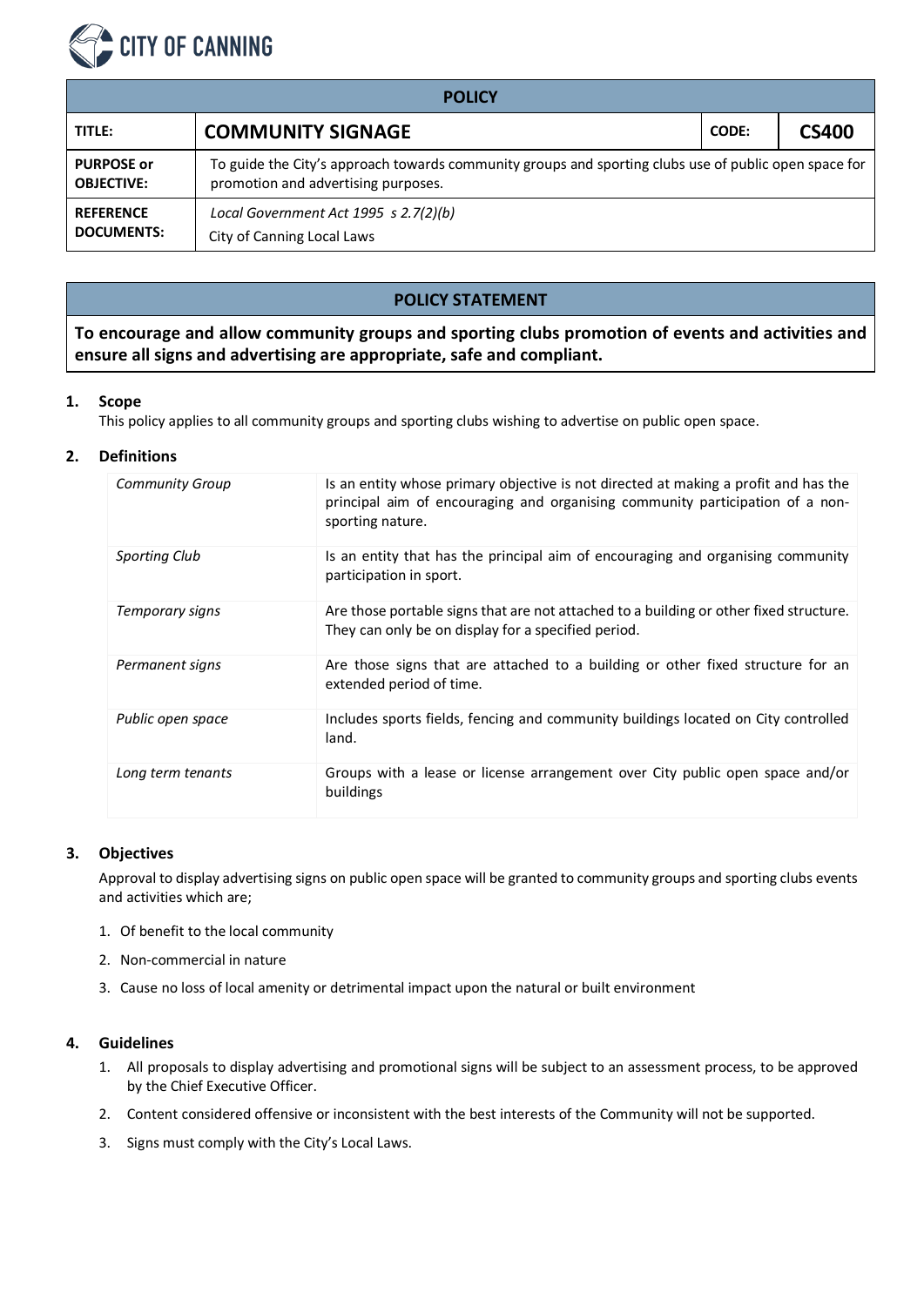CITY OF CANNING

| POLICY | | | |
|---|---|---|---|
| **TITLE:** | **COMMUNITY SIGNAGE** | **CODE:** | **CS400** |
| **PURPOSE or OBJECTIVE:** | To guide the City's approach towards community groups and sporting clubs use of public open space for promotion and advertising purposes. | | |
| **REFERENCE DOCUMENTS:** | *Local Government Act 1995 s 2.7(2)(b)*<br>City of Canning Local Laws | | |

## POLICY STATEMENT

**To encourage and allow community groups and sporting clubs promotion of events and activities and ensure all signs and advertising are appropriate, safe and compliant.**

### 1. Scope

This policy applies to all community groups and sporting clubs wishing to advertise on public open space.

### 2. Definitions

| | |
|---|---|
| *Community Group* | Is an entity whose primary objective is not directed at making a profit and has the principal aim of encouraging and organising community participation of a non-sporting nature. |
| *Sporting Club* | Is an entity that has the principal aim of encouraging and organising community participation in sport. |
| *Temporary signs* | Are those portable signs that are not attached to a building or other fixed structure. They can only be on display for a specified period. |
| *Permanent signs* | Are those signs that are attached to a building or other fixed structure for an extended period of time. |
| *Public open space* | Includes sports fields, fencing and community buildings located on City controlled land. |
| *Long term tenants* | Groups with a lease or license arrangement over City public open space and/or buildings |

### 3. Objectives

Approval to display advertising signs on public open space will be granted to community groups and sporting clubs events and activities which are;

1. Of benefit to the local community
2. Non-commercial in nature
3. Cause no loss of local amenity or detrimental impact upon the natural or built environment

### 4. Guidelines

1. All proposals to display advertising and promotional signs will be subject to an assessment process, to be approved by the Chief Executive Officer.
2. Content considered offensive or inconsistent with the best interests of the Community will not be supported.
3. Signs must comply with the City's Local Laws.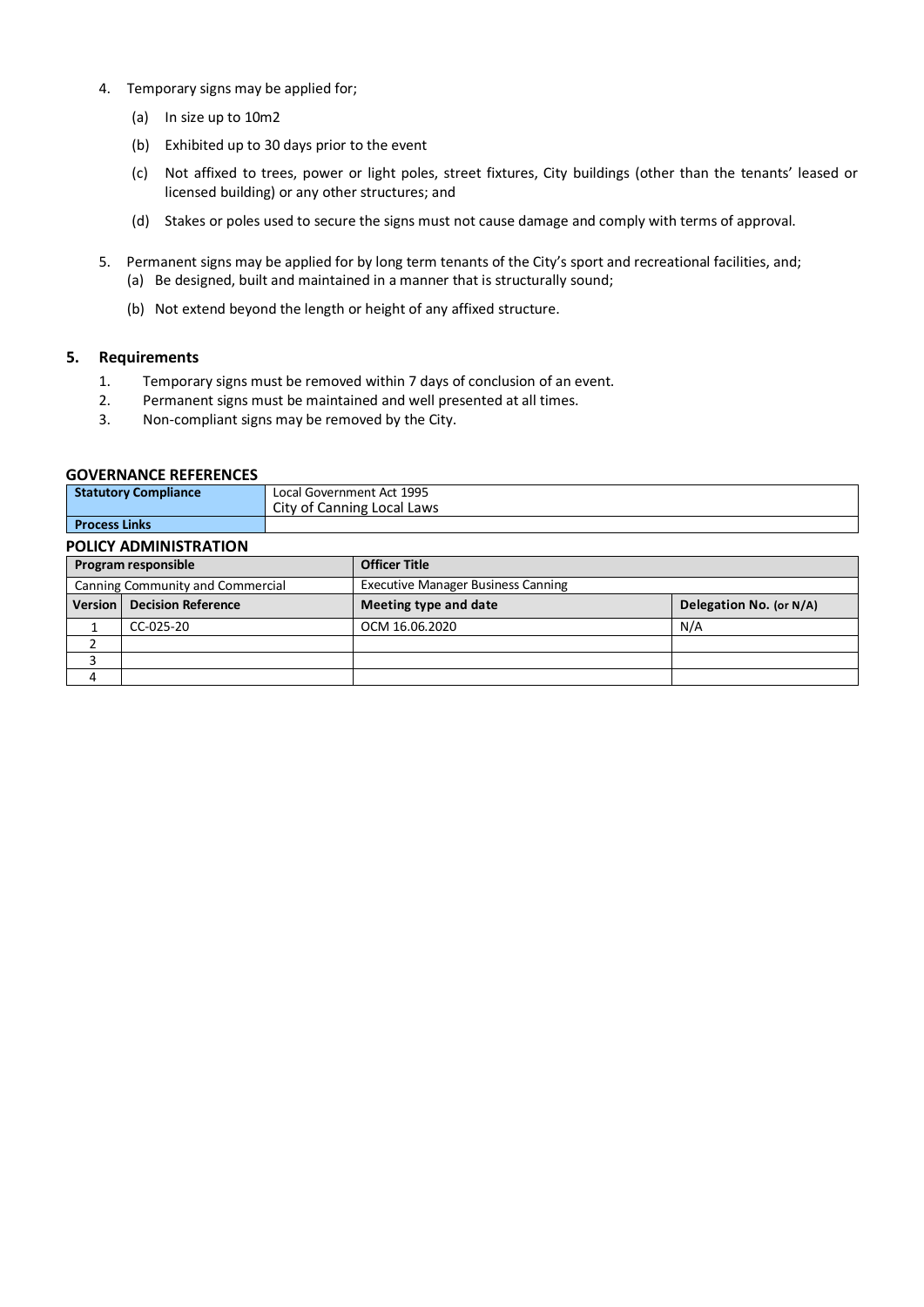4. Temporary signs may be applied for;

   (a) In size up to 10m2

   (b) Exhibited up to 30 days prior to the event

   (c) Not affixed to trees, power or light poles, street fixtures, City buildings (other than the tenants' leased or licensed building) or any other structures; and

   (d) Stakes or poles used to secure the signs must not cause damage and comply with terms of approval.

5. Permanent signs may be applied for by long term tenants of the City's sport and recreational facilities, and;

   (a) Be designed, built and maintained in a manner that is structurally sound;

   (b) Not extend beyond the length or height of any affixed structure.

## 5. Requirements

1. Temporary signs must be removed within 7 days of conclusion of an event.
2. Permanent signs must be maintained and well presented at all times.
3. Non-compliant signs may be removed by the City.

**GOVERNANCE REFERENCES**

| | |
|---|---|
| **Statutory Compliance** | Local Government Act 1995<br>City of Canning Local Laws |
| **Process Links** | |

**POLICY ADMINISTRATION**

| **Program responsible** | | **Officer Title** | |
|---|---|---|---|
| Canning Community and Commercial | | Executive Manager Business Canning | |
| **Version** | **Decision Reference** | **Meeting type and date** | **Delegation No. (or N/A)** |
| 1 | CC-025-20 | OCM 16.06.2020 | N/A |
| 2 | | | |
| 3 | | | |
| 4 | | | |